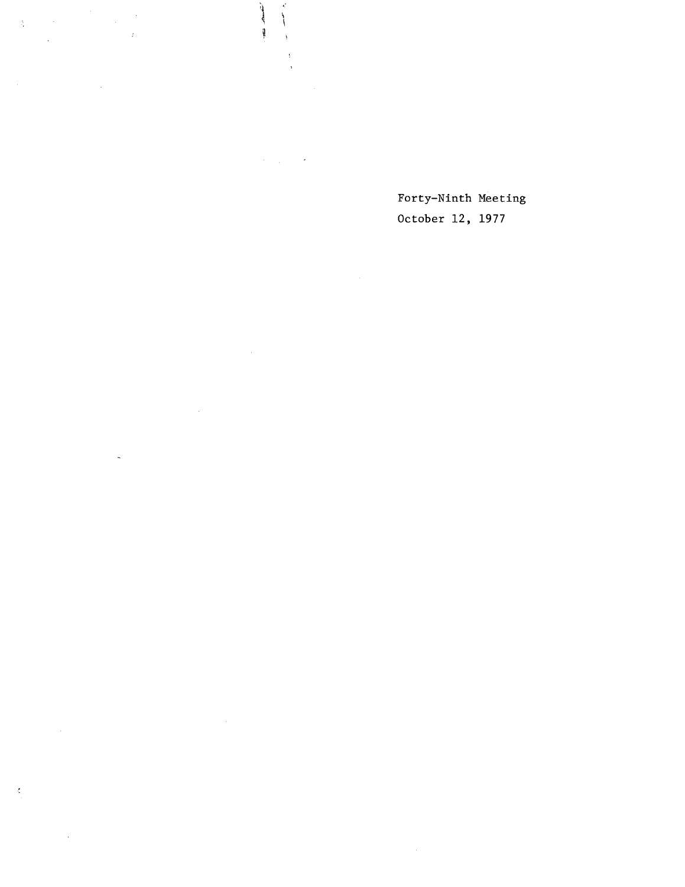Forty-Ninth Meeting

October 12, 1977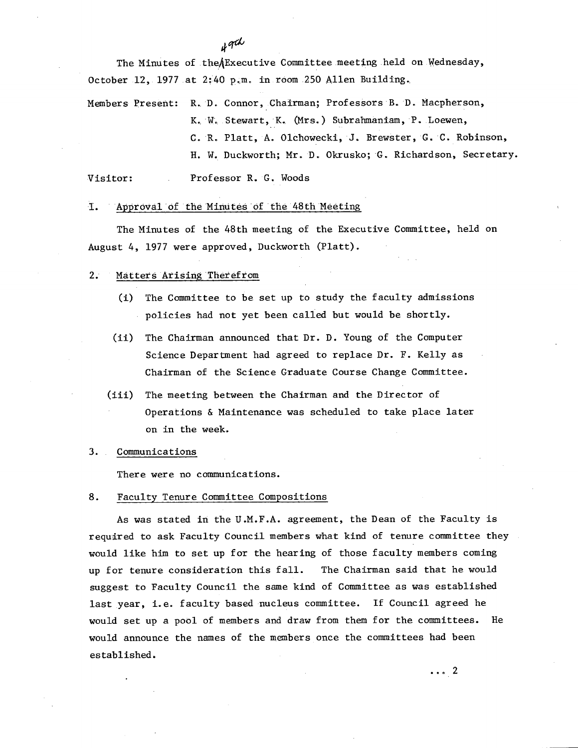The Minutes of the 49th Executive Committee meeting held on Wednesday, October 12, 1977 at 2:40 p.m. in room 250 Allen Building.

Members Present: R. D. Connor, Chairman; Professors B. D. Macpherson, K. W. Stewart, K. (Mrs.) Subrahmaniam, P. Loewen, C. R. Platt, A. Olchowecki, J. Brewster, G. C. Robinson, H. W. Duckworth; Mr. D. Okrusko; G. Richardson, Secretary.

Visitor: Professor R. G. Woods

1. Approval of the Minutes of the 48th Meeting

The Minutes of the 48th meeting of the Executive Committee, held on August 4, 1977 were approved, Duckworth (Platt).

2. Matters Arising Therefrom

(i) The Committee to be set up to study the faculty admissions policies had not yet been called but would be shortly.

(ii) The Chairman announced that Dr. D. Young of the Computer Science Department had agreed to replace Dr. F. Kelly as Chairman of the Science Graduate Course Change Committee.

(iii) The meeting between the Chairman and the Director of Operations & Maintenance was scheduled to take place later on in the week.

3. Communications

There were no communications.

8. Faculty Tenure Committee Compositions

As was stated in the U.M.F.A. agreement, the Dean of the Faculty is required to ask Faculty Council members what kind of tenure committee they would like him to set up for the hearing of those faculty members coming up for tenure consideration this fall. The Chairman said that he would suggest to Faculty Council the same kind of Committee as was established last year, i.e. faculty based nucleus committee. If Council agreed he would set up a pool of members and draw from them for the committees. He would announce the names of the members once the committees had been established.

... 2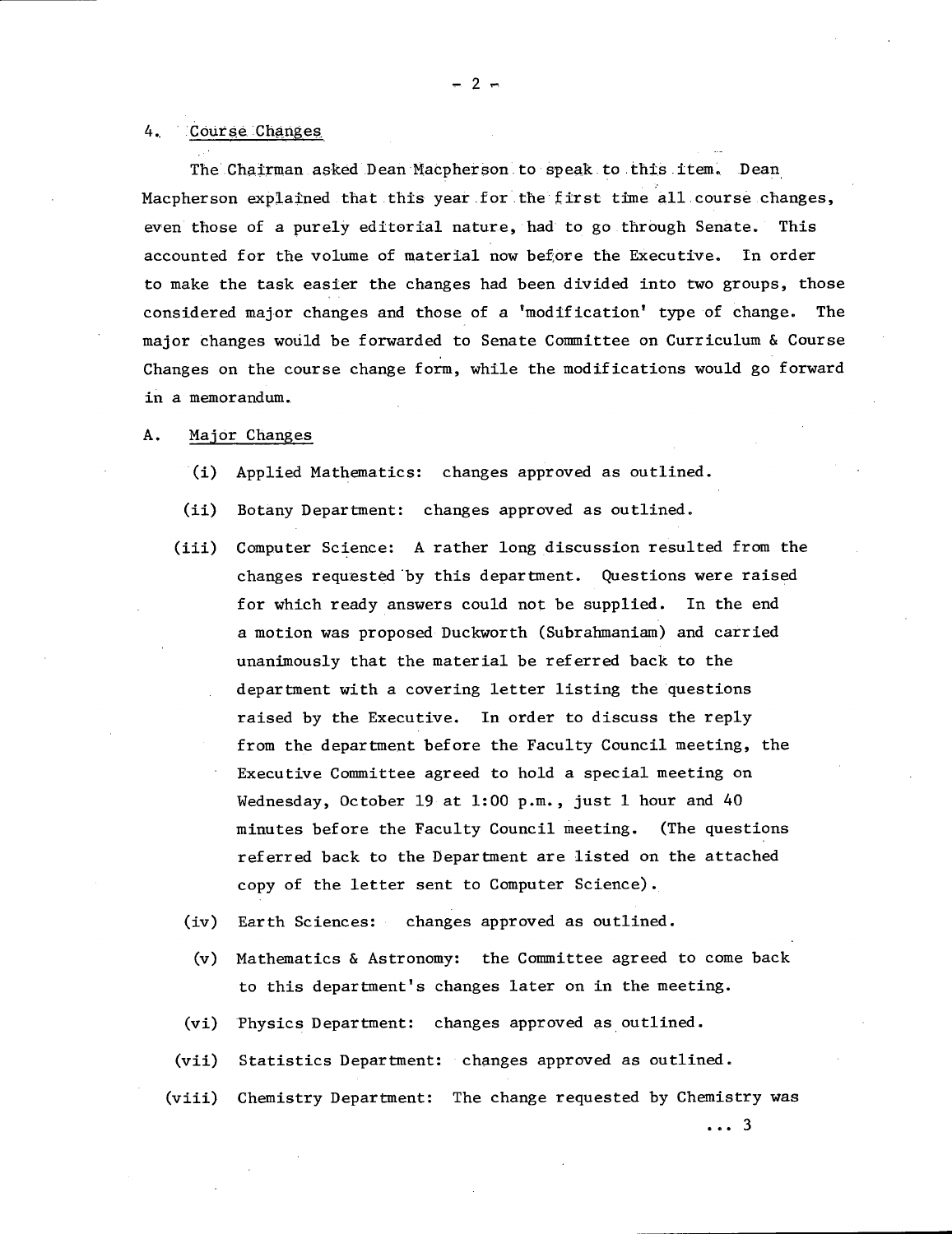4. Course Changes

The Chairman asked Dean Macpherson to speak to this item. Dean Macpherson explained that this year for the first time all course changes, even those of a purely editorial nature, had to go through Senate. This accounted for the volume of material now before the Executive. In order to make the task easier the changes had been divided into two groups, those considered major changes and those of a 'modification' type of change. The major changes would be forwarded to Senate Committee on Curriculum & Course Changes on the course change form, while the modifications would go forward in a memorandum.

A. Major Changes

(i) Applied Mathematics: changes approved as outlined.

(ii) Botany Department: changes approved as outlined.

(iii) Computer Science: A rather long discussion resulted from the changes requested by this department. Questions were raised for which ready answers could not be supplied. In the end a motion was proposed Duckworth (Subrahmaniam) and carried unanimously that the material be referred back to the department with a covering letter listing the questions raised by the Executive. In order to discuss the reply from the department before the Faculty Council meeting, the Executive Committee agreed to hold a special meeting on Wednesday, October 19 at 1:00 p.m., just 1 hour and 40 minutes before the Faculty Council meeting. (The questions referred back to the Department are listed on the attached copy of the letter sent to Computer Science).

(iv) Earth Sciences: changes approved as outlined.

(v) Mathematics & Astronomy: the Committee agreed to come back to this department's changes later on in the meeting.

(vi) Physics Department: changes approved as outlined.

(vii) Statistics Department: changes approved as outlined.

(viii) Chemistry Department: The change requested by Chemistry was

... 3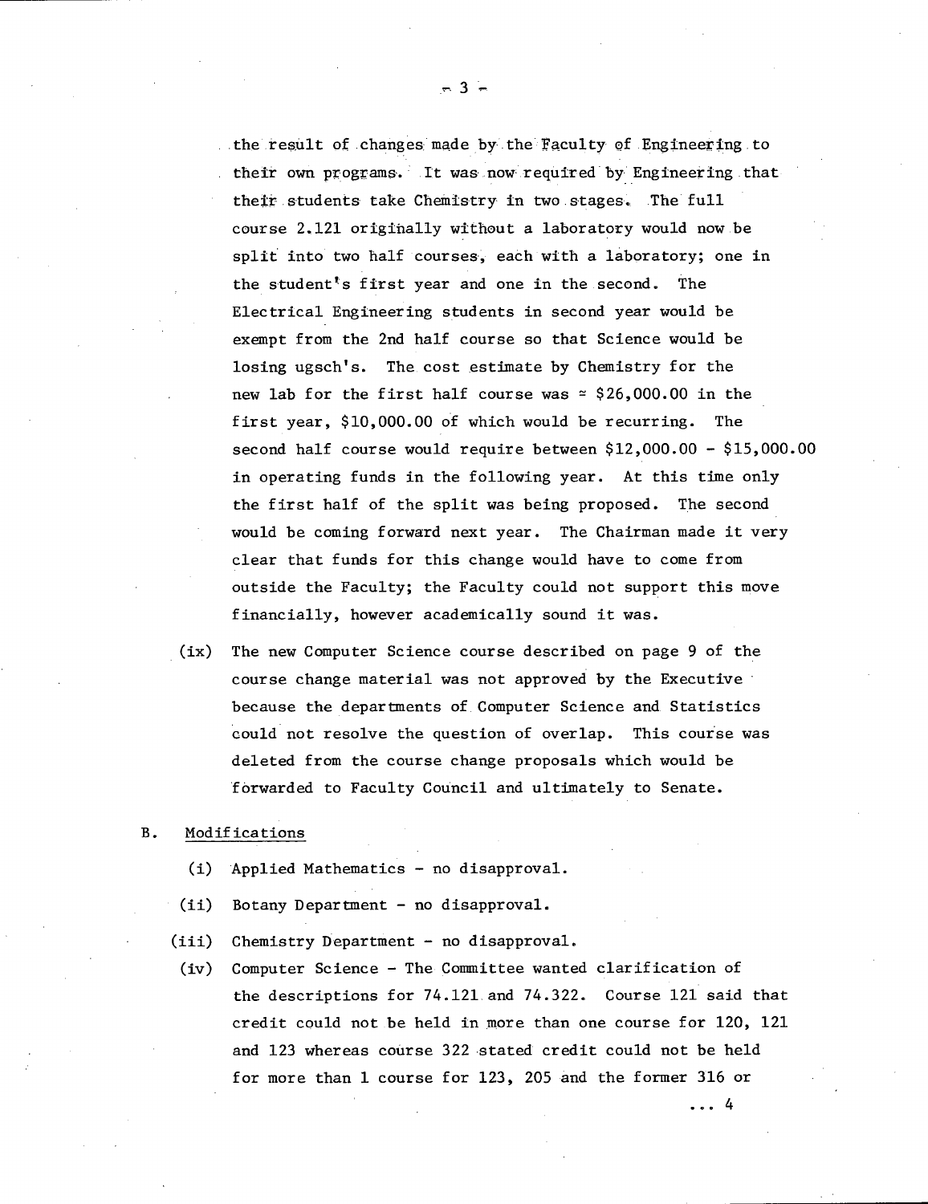the result of changes made by the Faculty of Engineering to their own programs. It was now required by Engineering that their students take Chemistry in two stages. The full course 2.121 originally without a laboratory would now be split into two half courses, each with a laboratory; one in the student's first year and one in the second. The Electrical Engineering students in second year would be exempt from the 2nd half course so that Science would be losing ugsch's. The cost estimate by Chemistry for the new lab for the first half course was ≃ $26,000.00 in the first year, $10,000.00 of which would be recurring. The second half course would require between $12,000.00 - $15,000.00 in operating funds in the following year. At this time only the first half of the split was being proposed. The second would be coming forward next year. The Chairman made it very clear that funds for this change would have to come from outside the Faculty; the Faculty could not support this move financially, however academically sound it was.

(ix) The new Computer Science course described on page 9 of the course change material was not approved by the Executive because the departments of Computer Science and Statistics could not resolve the question of overlap. This course was deleted from the course change proposals which would be forwarded to Faculty Council and ultimately to Senate.

B. Modifications

(i) Applied Mathematics - no disapproval.

(ii) Botany Department - no disapproval.

(iii) Chemistry Department - no disapproval.

(iv) Computer Science - The Committee wanted clarification of the descriptions for 74.121 and 74.322. Course 121 said that credit could not be held in more than one course for 120, 121 and 123 whereas course 322 stated credit could not be held for more than 1 course for 123, 205 and the former 316 or

... 4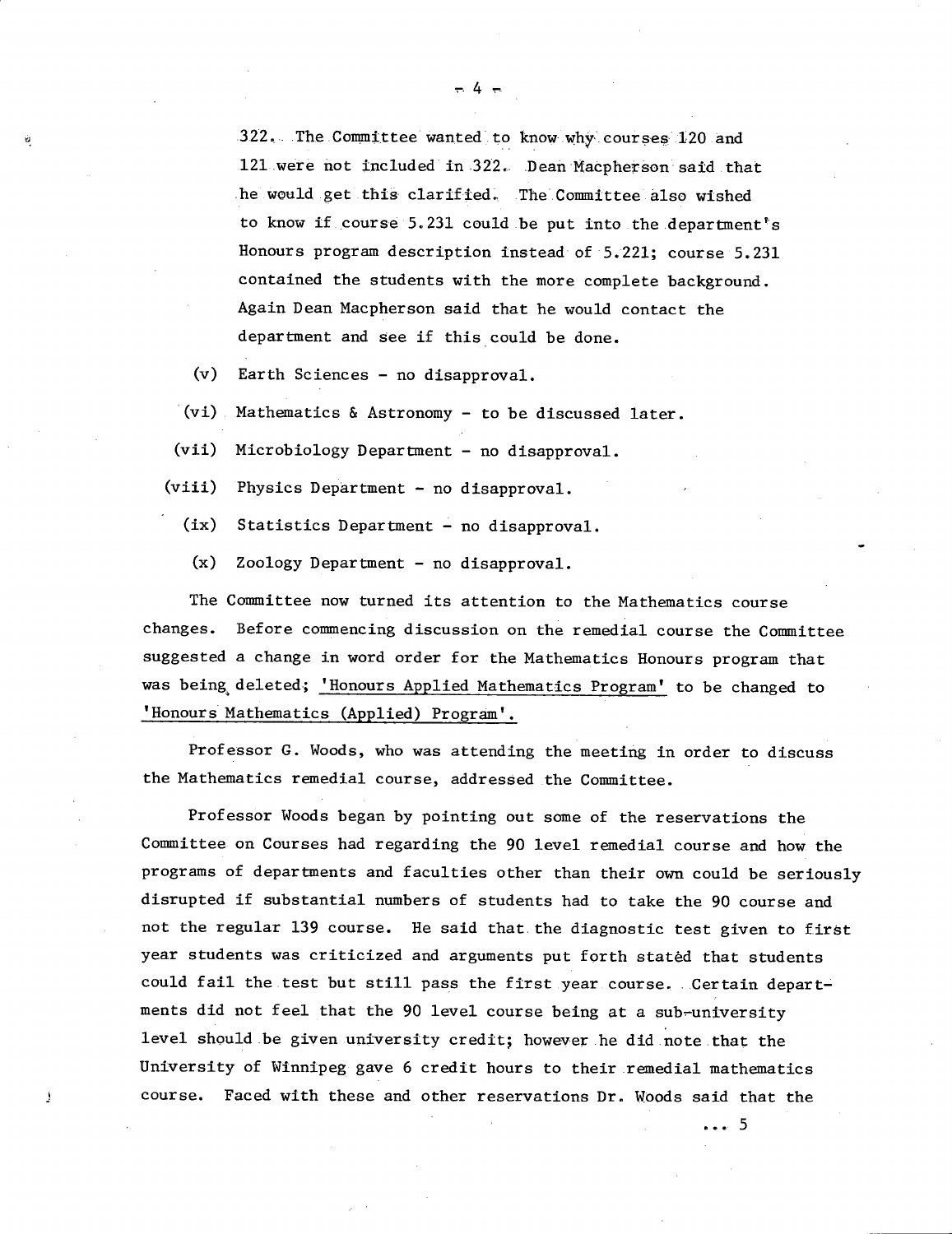322. The Committee wanted to know why courses 120 and 121 were not included in 322. Dean Macpherson said that he would get this clarified. The Committee also wished to know if course 5.231 could be put into the department's Honours program description instead of 5.221; course 5.231 contained the students with the more complete background. Again Dean Macpherson said that he would contact the department and see if this could be done.

(v) Earth Sciences - no disapproval.

(vi) Mathematics & Astronomy - to be discussed later.

(vii) Microbiology Department - no disapproval.

(viii) Physics Department - no disapproval.

(ix) Statistics Department - no disapproval.

(x) Zoology Department - no disapproval.

The Committee now turned its attention to the Mathematics course changes. Before commencing discussion on the remedial course the Committee suggested a change in word order for the Mathematics Honours program that was being deleted; 'Honours Applied Mathematics Program' to be changed to 'Honours Mathematics (Applied) Program'.

Professor G. Woods, who was attending the meeting in order to discuss the Mathematics remedial course, addressed the Committee.

Professor Woods began by pointing out some of the reservations the Committee on Courses had regarding the 90 level remedial course and how the programs of departments and faculties other than their own could be seriously disrupted if substantial numbers of students had to take the 90 course and not the regular 139 course. He said that the diagnostic test given to first year students was criticized and arguments put forth stated that students could fail the test but still pass the first year course. Certain departments did not feel that the 90 level course being at a sub-university level should be given university credit; however he did note that the University of Winnipeg gave 6 credit hours to their remedial mathematics course. Faced with these and other reservations Dr. Woods said that the

... 5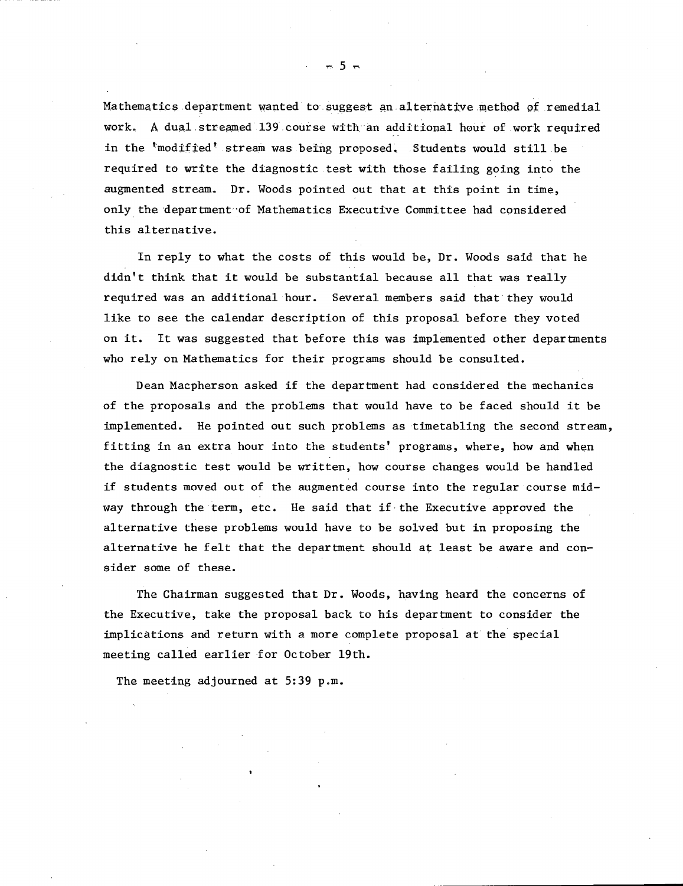Mathematics department wanted to suggest an alternative method of remedial work. A dual streamed 139 course with an additional hour of work required in the 'modified' stream was being proposed. Students would still be required to write the diagnostic test with those failing going into the augmented stream. Dr. Woods pointed out that at this point in time, only the department of Mathematics Executive Committee had considered this alternative.

In reply to what the costs of this would be, Dr. Woods said that he didn't think that it would be substantial because all that was really required was an additional hour. Several members said that they would like to see the calendar description of this proposal before they voted on it. It was suggested that before this was implemented other departments who rely on Mathematics for their programs should be consulted.

Dean Macpherson asked if the department had considered the mechanics of the proposals and the problems that would have to be faced should it be implemented. He pointed out such problems as timetabling the second stream, fitting in an extra hour into the students' programs, where, how and when the diagnostic test would be written, how course changes would be handled if students moved out of the augmented course into the regular course mid-way through the term, etc. He said that if the Executive approved the alternative these problems would have to be solved but in proposing the alternative he felt that the department should at least be aware and consider some of these.

The Chairman suggested that Dr. Woods, having heard the concerns of the Executive, take the proposal back to his department to consider the implications and return with a more complete proposal at the special meeting called earlier for October 19th.

The meeting adjourned at 5:39 p.m.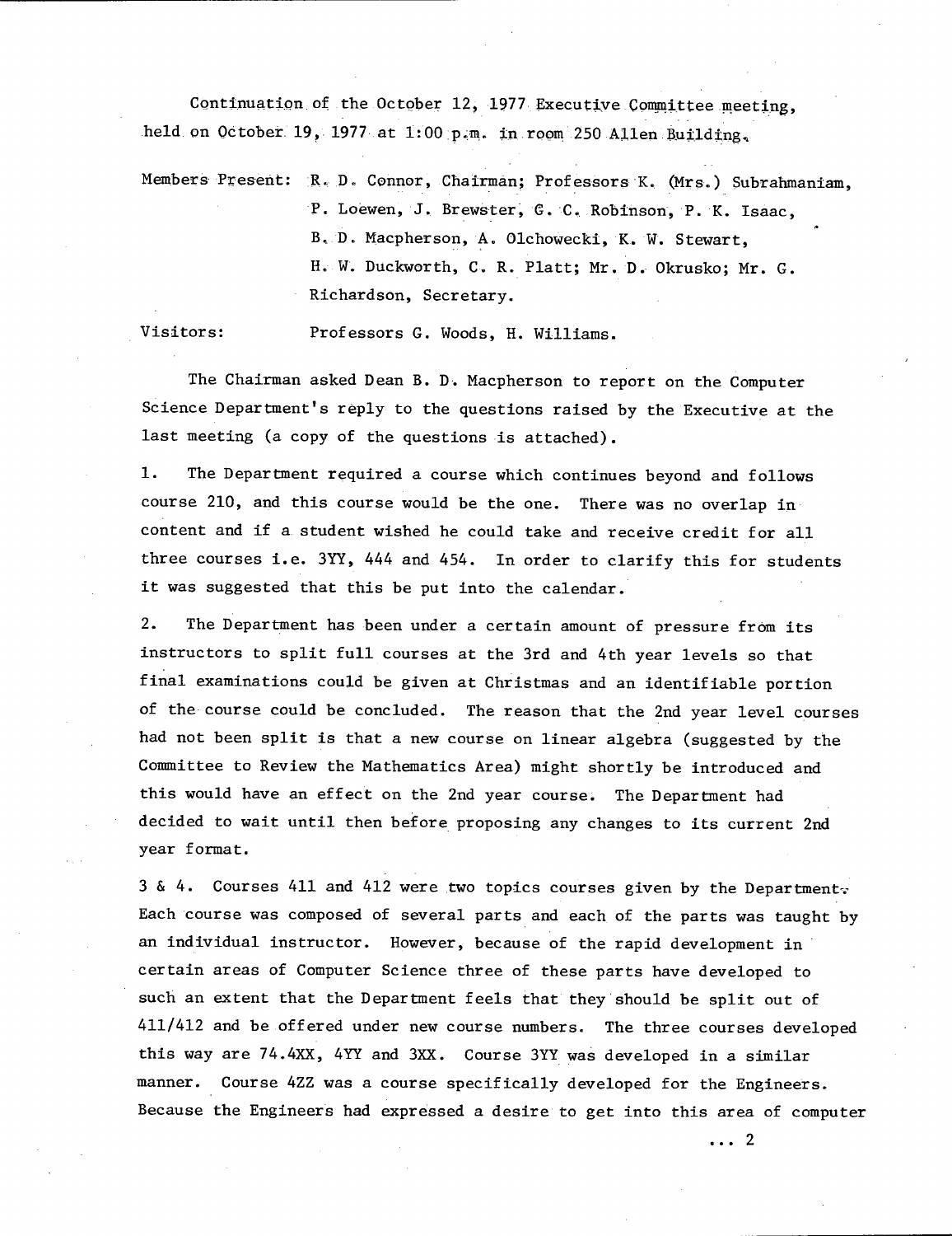Continuation of the October 12, 1977 Executive Committee meeting, held on October 19, 1977 at 1:00 p.m. in room 250 Allen Building.

Members Present: R. D. Connor, Chairman; Professors K. (Mrs.) Subrahmaniam, P. Loewen, J. Brewster, G. C. Robinson, P. K. Isaac, B. D. Macpherson, A. Olchowecki, K. W. Stewart, H. W. Duckworth, C. R. Platt; Mr. D. Okrusko; Mr. G. Richardson, Secretary.

Visitors: Professors G. Woods, H. Williams.

The Chairman asked Dean B. D. Macpherson to report on the Computer Science Department's reply to the questions raised by the Executive at the last meeting (a copy of the questions is attached).

1. The Department required a course which continues beyond and follows course 210, and this course would be the one. There was no overlap in content and if a student wished he could take and receive credit for all three courses i.e. 3YY, 444 and 454. In order to clarify this for students it was suggested that this be put into the calendar.

2. The Department has been under a certain amount of pressure from its instructors to split full courses at the 3rd and 4th year levels so that final examinations could be given at Christmas and an identifiable portion of the course could be concluded. The reason that the 2nd year level courses had not been split is that a new course on linear algebra (suggested by the Committee to Review the Mathematics Area) might shortly be introduced and this would have an effect on the 2nd year course. The Department had decided to wait until then before proposing any changes to its current 2nd year format.

3 & 4. Courses 411 and 412 were two topics courses given by the Department. Each course was composed of several parts and each of the parts was taught by an individual instructor. However, because of the rapid development in certain areas of Computer Science three of these parts have developed to such an extent that the Department feels that they should be split out of 411/412 and be offered under new course numbers. The three courses developed this way are 74.4XX, 4YY and 3XX. Course 3YY was developed in a similar manner. Course 4ZZ was a course specifically developed for the Engineers. Because the Engineers had expressed a desire to get into this area of computer

... 2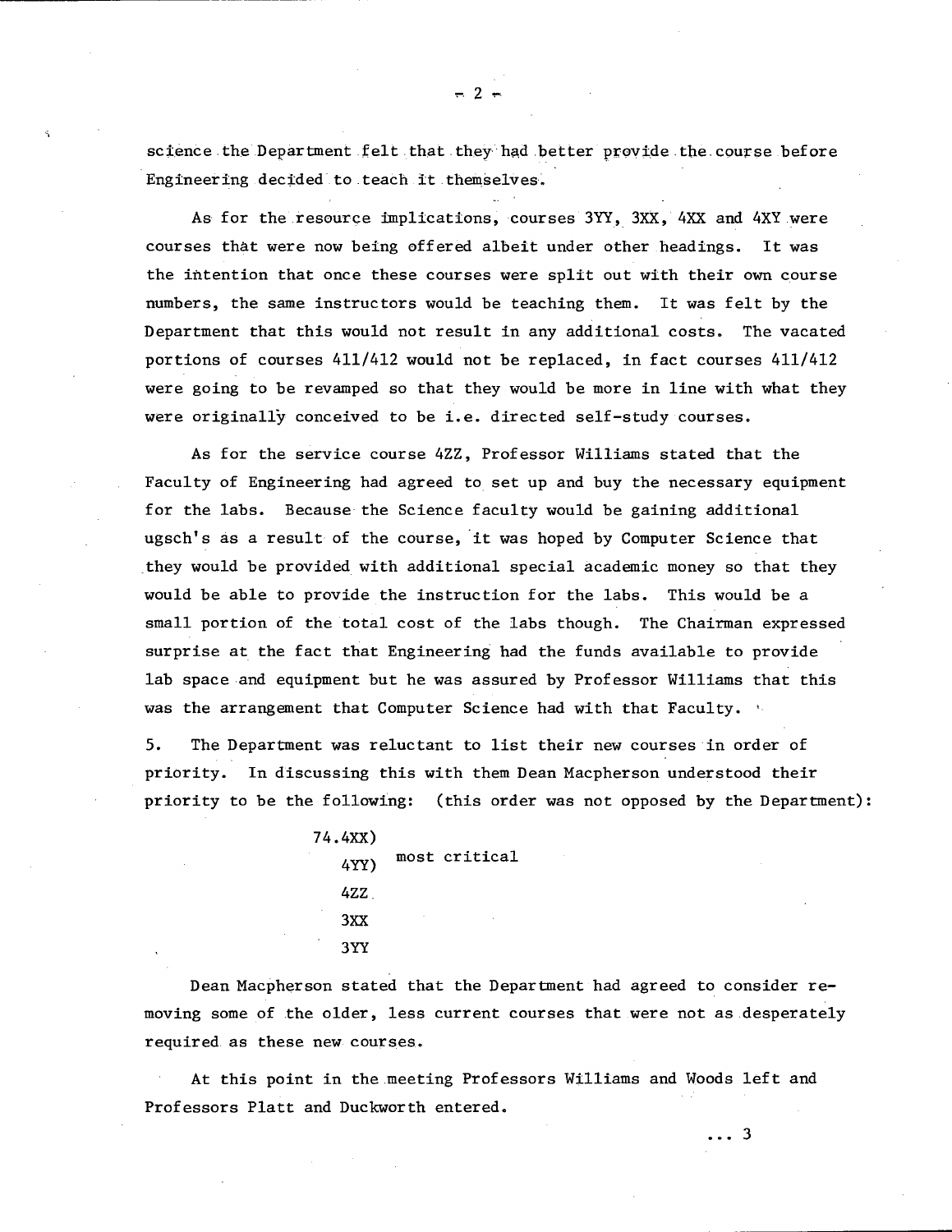science the Department felt that they had better provide the course before Engineering decided to teach it themselves.

As for the resource implications, courses 3YY, 3XX, 4XX and 4XY were courses that were now being offered albeit under other headings. It was the intention that once these courses were split out with their own course numbers, the same instructors would be teaching them. It was felt by the Department that this would not result in any additional costs. The vacated portions of courses 411/412 would not be replaced, in fact courses 411/412 were going to be revamped so that they would be more in line with what they were originally conceived to be i.e. directed self-study courses.

As for the service course 4ZZ, Professor Williams stated that the Faculty of Engineering had agreed to set up and buy the necessary equipment for the labs. Because the Science faculty would be gaining additional ugsch's as a result of the course, it was hoped by Computer Science that they would be provided with additional special academic money so that they would be able to provide the instruction for the labs. This would be a small portion of the total cost of the labs though. The Chairman expressed surprise at the fact that Engineering had the funds available to provide lab space and equipment but he was assured by Professor Williams that this was the arrangement that Computer Science had with that Faculty.

5. The Department was reluctant to list their new courses in order of priority. In discussing this with them Dean Macpherson understood their priority to be the following: (this order was not opposed by the Department):

```
74.4XX)
   4YY)  most critical
   4ZZ
   3XX
   3YY
```

Dean Macpherson stated that the Department had agreed to consider removing some of the older, less current courses that were not as desperately required as these new courses.

At this point in the meeting Professors Williams and Woods left and Professors Platt and Duckworth entered.

... 3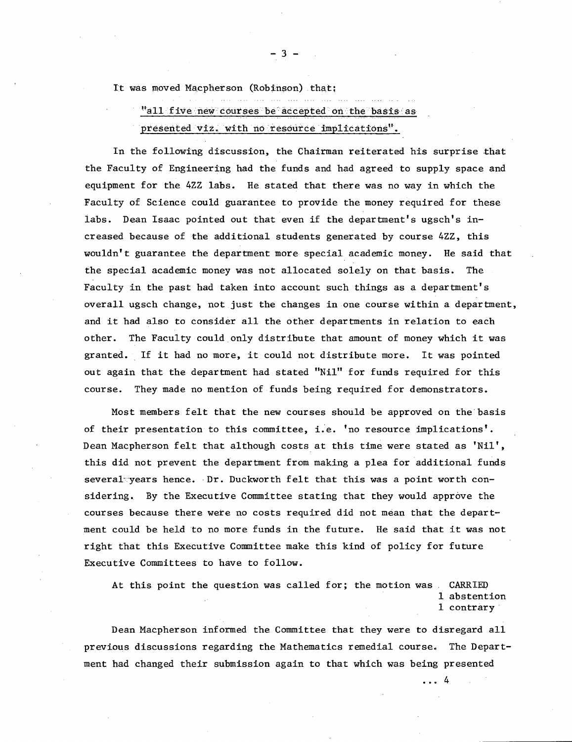It was moved Macpherson (Robinson) that:

<u>"all five new courses be accepted on the basis as presented viz. with no resource implications".</u>

In the following discussion, the Chairman reiterated his surprise that the Faculty of Engineering had the funds and had agreed to supply space and equipment for the 4ZZ labs. He stated that there was no way in which the Faculty of Science could guarantee to provide the money required for these labs. Dean Isaac pointed out that even if the department's ugsch's increased because of the additional students generated by course 4ZZ, this wouldn't guarantee the department more special academic money. He said that the special academic money was not allocated solely on that basis. The Faculty in the past had taken into account such things as a department's overall ugsch change, not just the changes in one course within a department, and it had also to consider all the other departments in relation to each other. The Faculty could only distribute that amount of money which it was granted. If it had no more, it could not distribute more. It was pointed out again that the department had stated "Nil" for funds required for this course. They made no mention of funds being required for demonstrators.

Most members felt that the new courses should be approved on the basis of their presentation to this committee, i.e. 'no resource implications'. Dean Macpherson felt that although costs at this time were stated as 'Nil', this did not prevent the department from making a plea for additional funds several years hence. Dr. Duckworth felt that this was a point worth considering. By the Executive Committee stating that they would approve the courses because there were no costs required did not mean that the department could be held to no more funds in the future. He said that it was not right that this Executive Committee make this kind of policy for future Executive Committees to have to follow.

At this point the question was called for; the motion was CARRIED
1 abstention
1 contrary

Dean Macpherson informed the Committee that they were to disregard all previous discussions regarding the Mathematics remedial course. The Department had changed their submission again to that which was being presented

... 4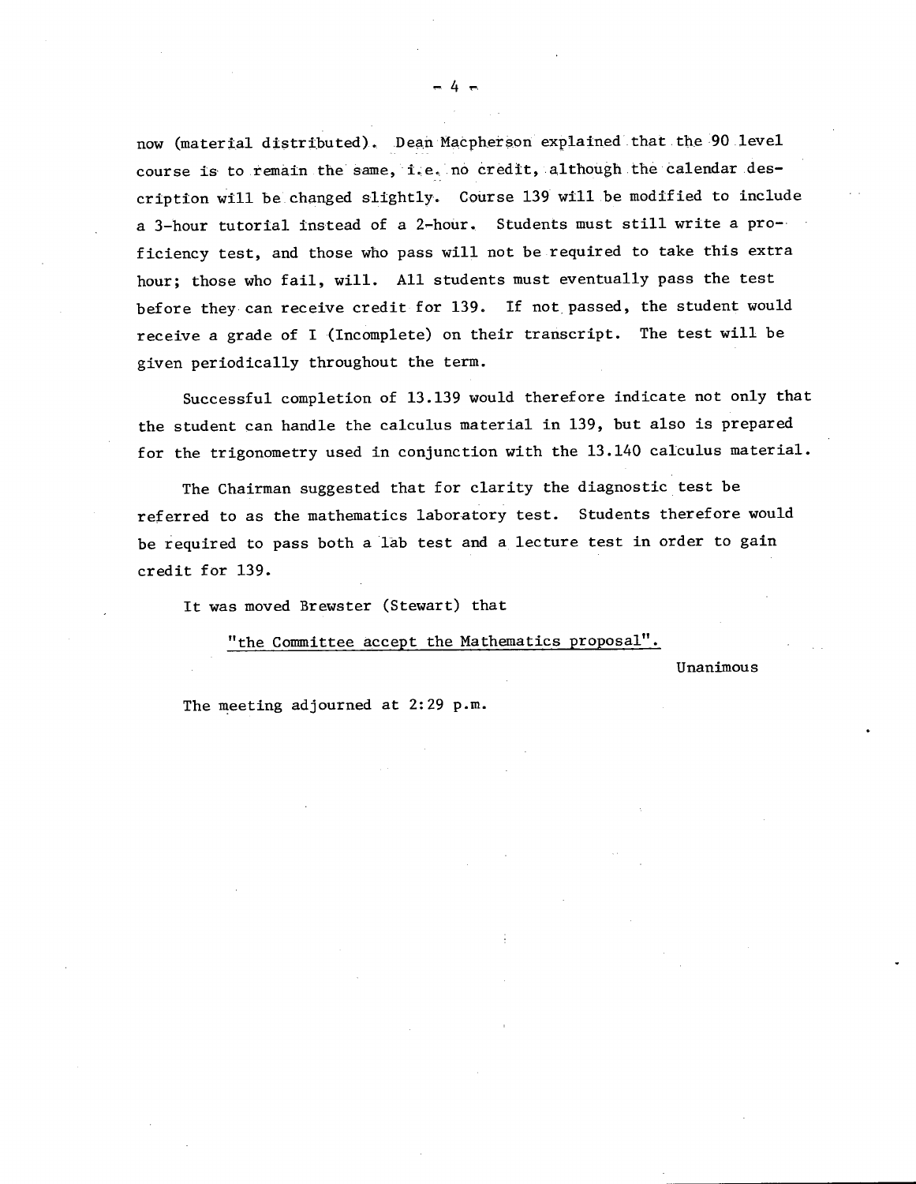now (material distributed). Dean Macpherson explained that the 90 level course is to remain the same, i.e. no credit, although the calendar description will be changed slightly. Course 139 will be modified to include a 3-hour tutorial instead of a 2-hour. Students must still write a proficiency test, and those who pass will not be required to take this extra hour; those who fail, will. All students must eventually pass the test before they can receive credit for 139. If not passed, the student would receive a grade of I (Incomplete) on their transcript. The test will be given periodically throughout the term.

Successful completion of 13.139 would therefore indicate not only that the student can handle the calculus material in 139, but also is prepared for the trigonometry used in conjunction with the 13.140 calculus material.

The Chairman suggested that for clarity the diagnostic test be referred to as the mathematics laboratory test. Students therefore would be required to pass both a lab test and a lecture test in order to gain credit for 139.

It was moved Brewster (Stewart) that

"the Committee accept the Mathematics proposal".

Unanimous

The meeting adjourned at 2:29 p.m.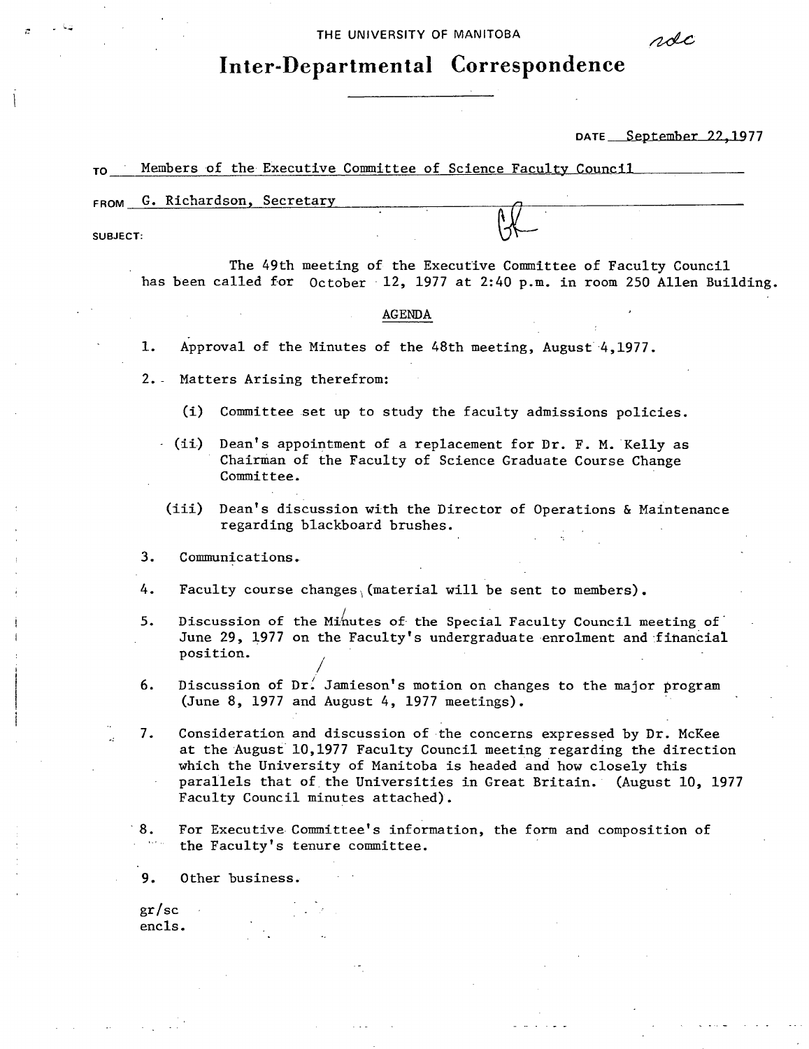THE UNIVERSITY OF MANITOBA

rdc

# Inter-Departmental Correspondence

DATE September 22,1977

TO Members of the Executive Committee of Science Faculty Council

FROM G. Richardson, Secretary

SUBJECT:

The 49th meeting of the Executive Committee of Faculty Council has been called for October 12, 1977 at 2:40 p.m. in room 250 Allen Building.

AGENDA

1. Approval of the Minutes of the 48th meeting, August 4,1977.

2. Matters Arising therefrom:

   (i) Committee set up to study the faculty admissions policies.

   (ii) Dean's appointment of a replacement for Dr. F. M. Kelly as Chairman of the Faculty of Science Graduate Course Change Committee.

   (iii) Dean's discussion with the Director of Operations & Maintenance regarding blackboard brushes.

3. Communications.

4. Faculty course changes (material will be sent to members).

5. Discussion of the Minutes of the Special Faculty Council meeting of June 29, 1977 on the Faculty's undergraduate enrolment and financial position.

6. Discussion of Dr. Jamieson's motion on changes to the major program (June 8, 1977 and August 4, 1977 meetings).

7. Consideration and discussion of the concerns expressed by Dr. McKee at the August 10,1977 Faculty Council meeting regarding the direction which the University of Manitoba is headed and how closely this parallels that of the Universities in Great Britain. (August 10, 1977 Faculty Council minutes attached).

8. For Executive Committee's information, the form and composition of the Faculty's tenure committee.

9. Other business.

gr/sc
encls.